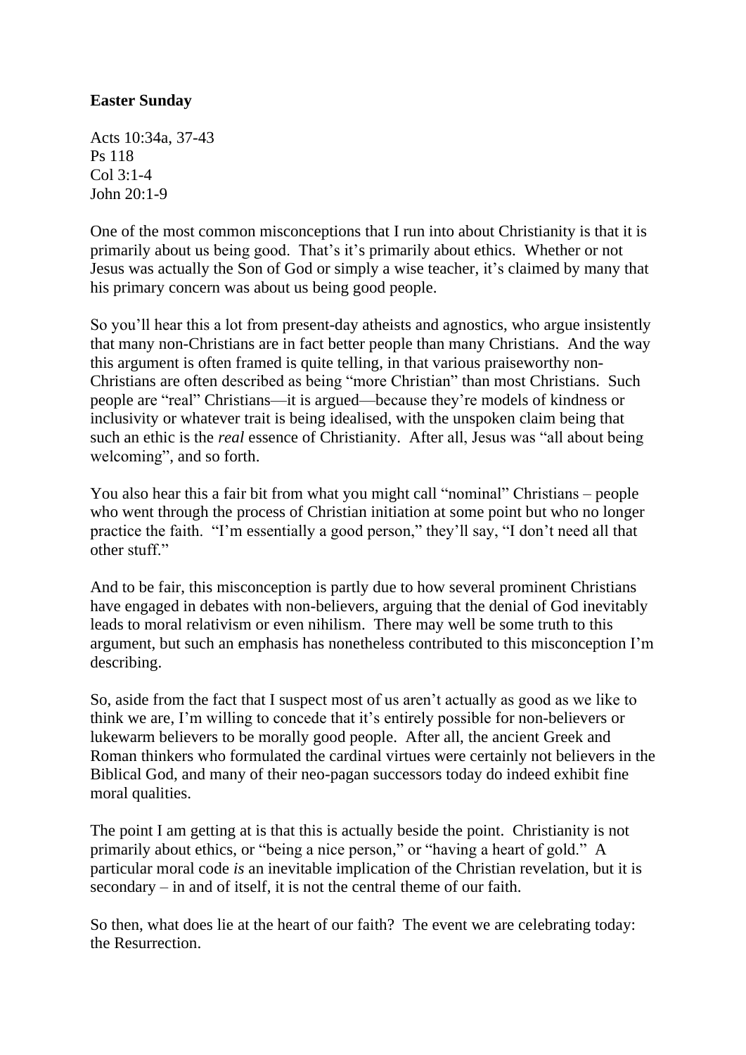**Easter Sunday**

Acts 10:34a, 37-43
Ps 118
Col 3:1-4
John 20:1-9

One of the most common misconceptions that I run into about Christianity is that it is primarily about us being good. That's it's primarily about ethics. Whether or not Jesus was actually the Son of God or simply a wise teacher, it's claimed by many that his primary concern was about us being good people.

So you'll hear this a lot from present-day atheists and agnostics, who argue insistently that many non-Christians are in fact better people than many Christians. And the way this argument is often framed is quite telling, in that various praiseworthy non-Christians are often described as being "more Christian" than most Christians. Such people are "real" Christians—it is argued—because they're models of kindness or inclusivity or whatever trait is being idealised, with the unspoken claim being that such an ethic is the *real* essence of Christianity. After all, Jesus was "all about being welcoming", and so forth.

You also hear this a fair bit from what you might call "nominal" Christians – people who went through the process of Christian initiation at some point but who no longer practice the faith. "I'm essentially a good person," they'll say, "I don't need all that other stuff."

And to be fair, this misconception is partly due to how several prominent Christians have engaged in debates with non-believers, arguing that the denial of God inevitably leads to moral relativism or even nihilism. There may well be some truth to this argument, but such an emphasis has nonetheless contributed to this misconception I'm describing.

So, aside from the fact that I suspect most of us aren't actually as good as we like to think we are, I'm willing to concede that it's entirely possible for non-believers or lukewarm believers to be morally good people. After all, the ancient Greek and Roman thinkers who formulated the cardinal virtues were certainly not believers in the Biblical God, and many of their neo-pagan successors today do indeed exhibit fine moral qualities.

The point I am getting at is that this is actually beside the point. Christianity is not primarily about ethics, or "being a nice person," or "having a heart of gold." A particular moral code *is* an inevitable implication of the Christian revelation, but it is secondary – in and of itself, it is not the central theme of our faith.

So then, what does lie at the heart of our faith? The event we are celebrating today: the Resurrection.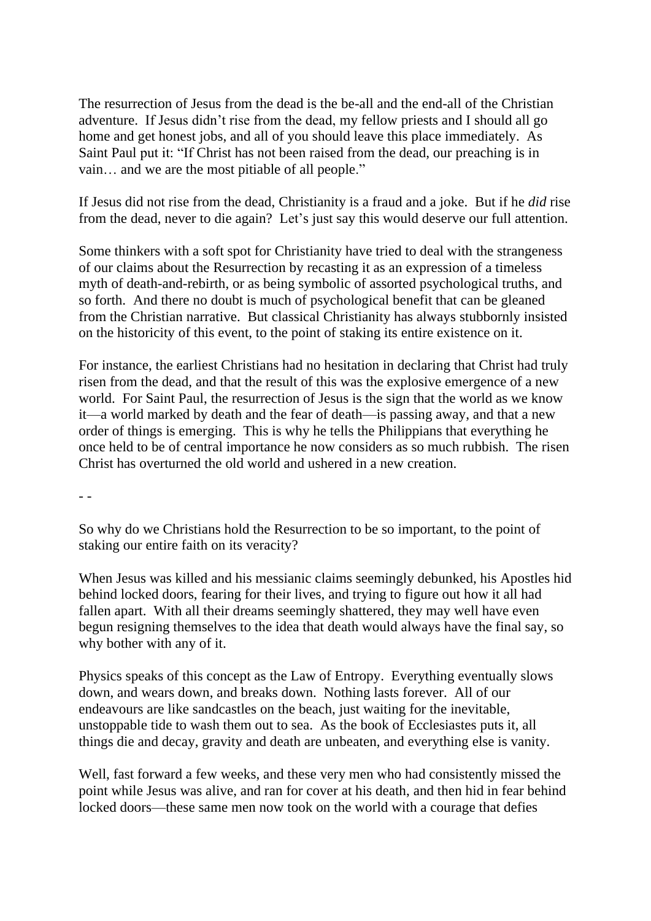The resurrection of Jesus from the dead is the be-all and the end-all of the Christian adventure. If Jesus didn't rise from the dead, my fellow priests and I should all go home and get honest jobs, and all of you should leave this place immediately. As Saint Paul put it: "If Christ has not been raised from the dead, our preaching is in vain… and we are the most pitiable of all people."

If Jesus did not rise from the dead, Christianity is a fraud and a joke. But if he *did* rise from the dead, never to die again? Let's just say this would deserve our full attention.

Some thinkers with a soft spot for Christianity have tried to deal with the strangeness of our claims about the Resurrection by recasting it as an expression of a timeless myth of death-and-rebirth, or as being symbolic of assorted psychological truths, and so forth. And there no doubt is much of psychological benefit that can be gleaned from the Christian narrative. But classical Christianity has always stubbornly insisted on the historicity of this event, to the point of staking its entire existence on it.

For instance, the earliest Christians had no hesitation in declaring that Christ had truly risen from the dead, and that the result of this was the explosive emergence of a new world. For Saint Paul, the resurrection of Jesus is the sign that the world as we know it—a world marked by death and the fear of death—is passing away, and that a new order of things is emerging. This is why he tells the Philippians that everything he once held to be of central importance he now considers as so much rubbish. The risen Christ has overturned the old world and ushered in a new creation.

- -

So why do we Christians hold the Resurrection to be so important, to the point of staking our entire faith on its veracity?

When Jesus was killed and his messianic claims seemingly debunked, his Apostles hid behind locked doors, fearing for their lives, and trying to figure out how it all had fallen apart. With all their dreams seemingly shattered, they may well have even begun resigning themselves to the idea that death would always have the final say, so why bother with any of it.

Physics speaks of this concept as the Law of Entropy. Everything eventually slows down, and wears down, and breaks down. Nothing lasts forever. All of our endeavours are like sandcastles on the beach, just waiting for the inevitable, unstoppable tide to wash them out to sea. As the book of Ecclesiastes puts it, all things die and decay, gravity and death are unbeaten, and everything else is vanity.

Well, fast forward a few weeks, and these very men who had consistently missed the point while Jesus was alive, and ran for cover at his death, and then hid in fear behind locked doors—these same men now took on the world with a courage that defies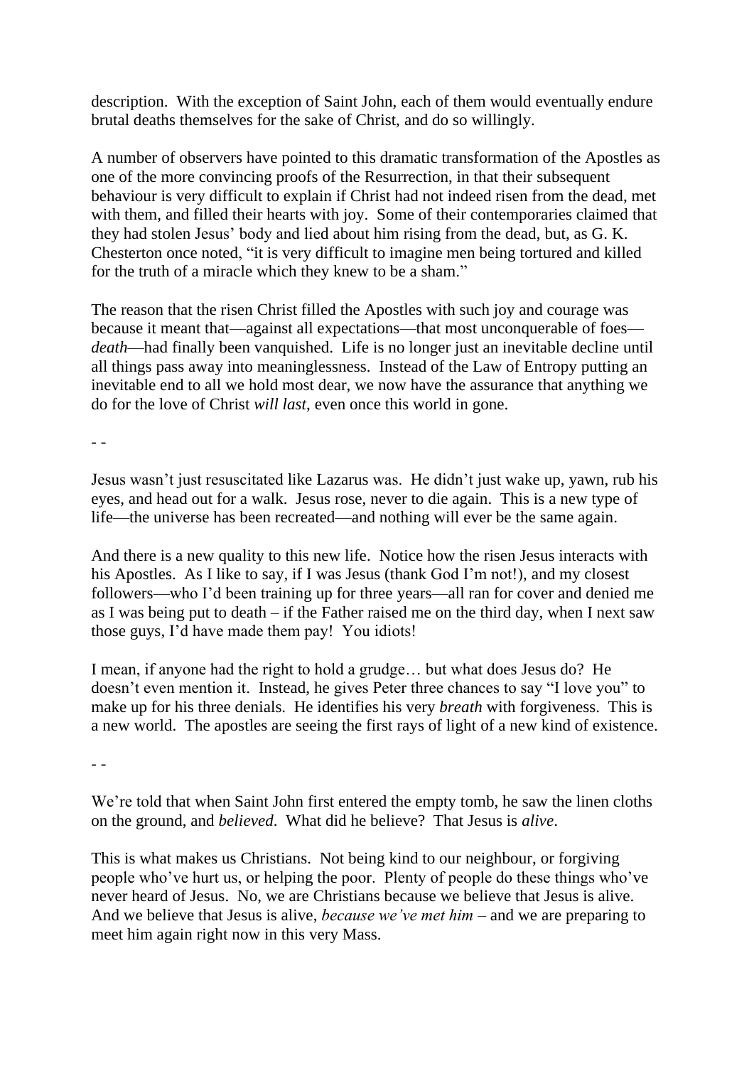description. With the exception of Saint John, each of them would eventually endure brutal deaths themselves for the sake of Christ, and do so willingly.

A number of observers have pointed to this dramatic transformation of the Apostles as one of the more convincing proofs of the Resurrection, in that their subsequent behaviour is very difficult to explain if Christ had not indeed risen from the dead, met with them, and filled their hearts with joy. Some of their contemporaries claimed that they had stolen Jesus' body and lied about him rising from the dead, but, as G. K. Chesterton once noted, "it is very difficult to imagine men being tortured and killed for the truth of a miracle which they knew to be a sham."

The reason that the risen Christ filled the Apostles with such joy and courage was because it meant that—against all expectations—that most unconquerable of foes—*death*—had finally been vanquished. Life is no longer just an inevitable decline until all things pass away into meaninglessness. Instead of the Law of Entropy putting an inevitable end to all we hold most dear, we now have the assurance that anything we do for the love of Christ *will last*, even once this world in gone.

- -

Jesus wasn't just resuscitated like Lazarus was. He didn't just wake up, yawn, rub his eyes, and head out for a walk. Jesus rose, never to die again. This is a new type of life—the universe has been recreated—and nothing will ever be the same again.

And there is a new quality to this new life. Notice how the risen Jesus interacts with his Apostles. As I like to say, if I was Jesus (thank God I'm not!), and my closest followers—who I'd been training up for three years—all ran for cover and denied me as I was being put to death – if the Father raised me on the third day, when I next saw those guys, I'd have made them pay! You idiots!

I mean, if anyone had the right to hold a grudge… but what does Jesus do? He doesn't even mention it. Instead, he gives Peter three chances to say "I love you" to make up for his three denials. He identifies his very *breath* with forgiveness. This is a new world. The apostles are seeing the first rays of light of a new kind of existence.

- -

We're told that when Saint John first entered the empty tomb, he saw the linen cloths on the ground, and *believed*. What did he believe? That Jesus is *alive*.

This is what makes us Christians. Not being kind to our neighbour, or forgiving people who've hurt us, or helping the poor. Plenty of people do these things who've never heard of Jesus. No, we are Christians because we believe that Jesus is alive. And we believe that Jesus is alive, *because we've met him* – and we are preparing to meet him again right now in this very Mass.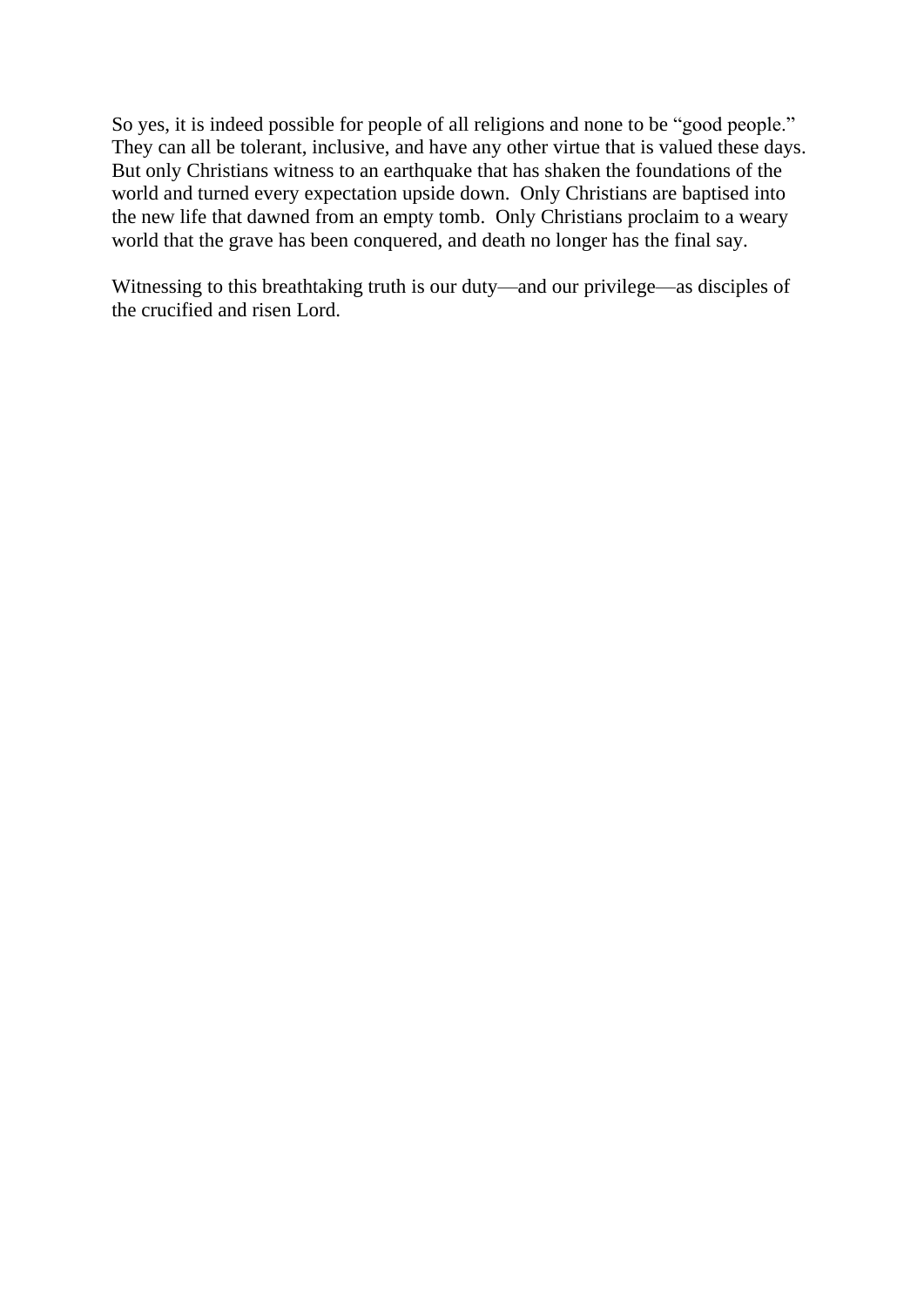So yes, it is indeed possible for people of all religions and none to be "good people." They can all be tolerant, inclusive, and have any other virtue that is valued these days. But only Christians witness to an earthquake that has shaken the foundations of the world and turned every expectation upside down. Only Christians are baptised into the new life that dawned from an empty tomb. Only Christians proclaim to a weary world that the grave has been conquered, and death no longer has the final say.

Witnessing to this breathtaking truth is our duty—and our privilege—as disciples of the crucified and risen Lord.